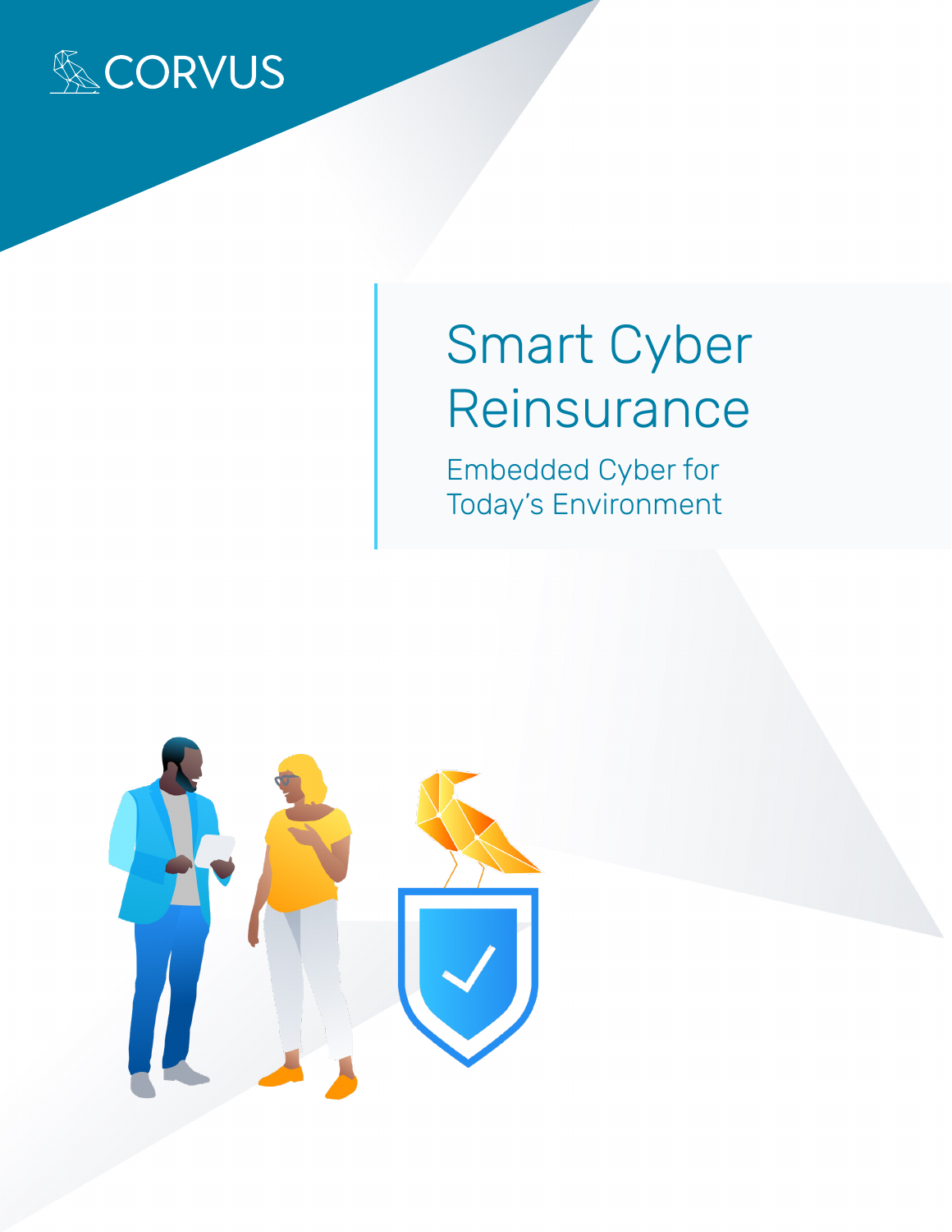CORVUS

# Smart Cyber Reinsurance

## Embedded Cyber for Today's Environment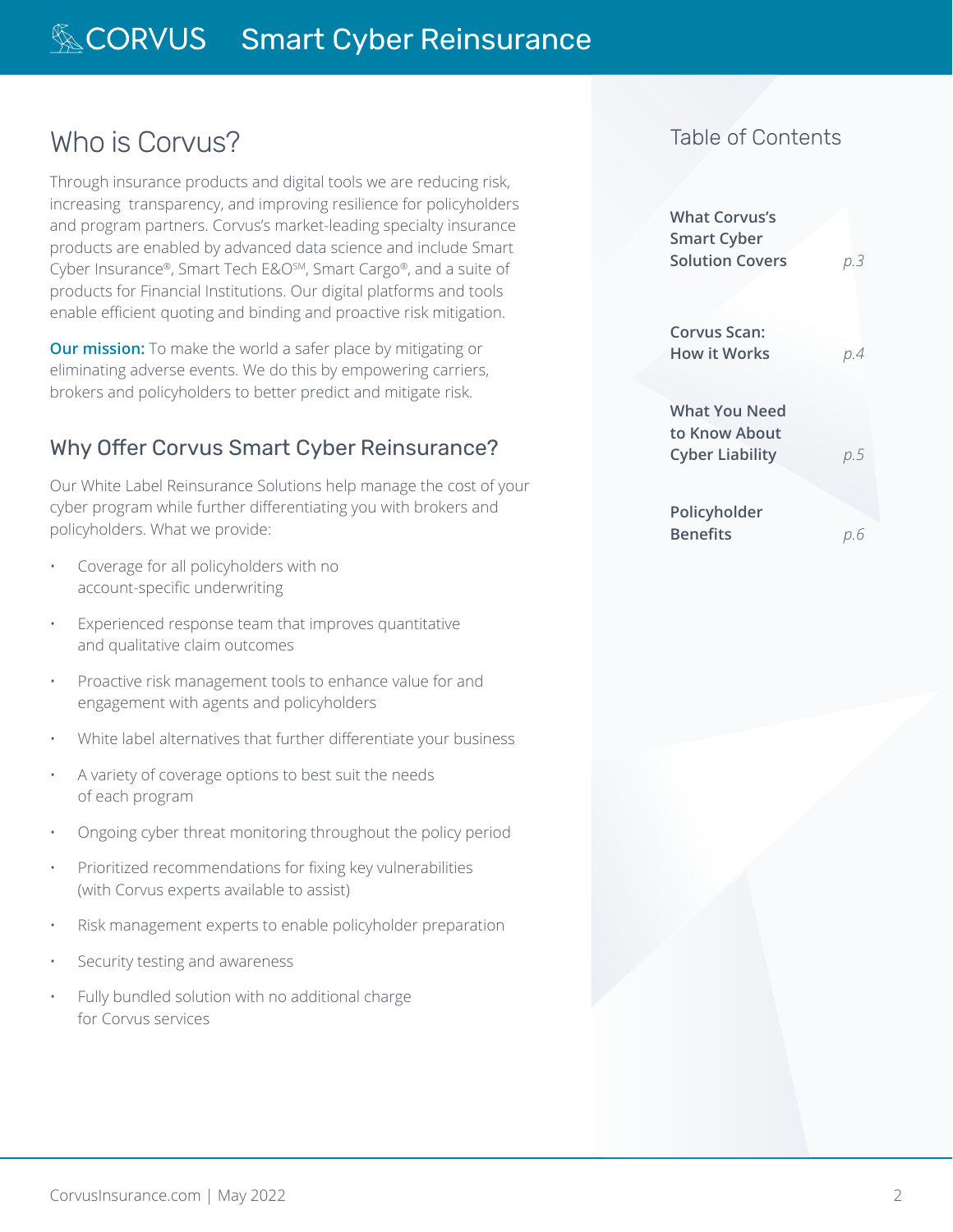# Who is Corvus?

Through insurance products and digital tools we are reducing risk, increasing transparency, and improving resilience for policyholders and program partners. Corvus's market-leading specialty insurance products are enabled by advanced data science and include Smart Cyber Insurance®, Smart Tech E&O℠, Smart Cargo®, and a suite of products for Financial Institutions. Our digital platforms and tools enable efficient quoting and binding and proactive risk mitigation.

**Our mission:** To make the world a safer place by mitigating or eliminating adverse events. We do this by empowering carriers, brokers and policyholders to better predict and mitigate risk.

## Why Offer Corvus Smart Cyber Reinsurance?

Our White Label Reinsurance Solutions help manage the cost of your cyber program while further differentiating you with brokers and policyholders. What we provide:

- Coverage for all policyholders with no account-specific underwriting
- Experienced response team that improves quantitative and qualitative claim outcomes
- Proactive risk management tools to enhance value for and engagement with agents and policyholders
- White label alternatives that further differentiate your business
- A variety of coverage options to best suit the needs of each program
- Ongoing cyber threat monitoring throughout the policy period
- Prioritized recommendations for fixing key vulnerabilities (with Corvus experts available to assist)
- Risk management experts to enable policyholder preparation
- Security testing and awareness
- Fully bundled solution with no additional charge for Corvus services

## Table of Contents

| | |
|---|---|
| **What Corvus's Smart Cyber Solution Covers** | *p.3* |
| **Corvus Scan: How it Works** | *p.4* |
| **What You Need to Know About Cyber Liability** | *p.5* |
| **Policyholder Benefits** | *p.6* |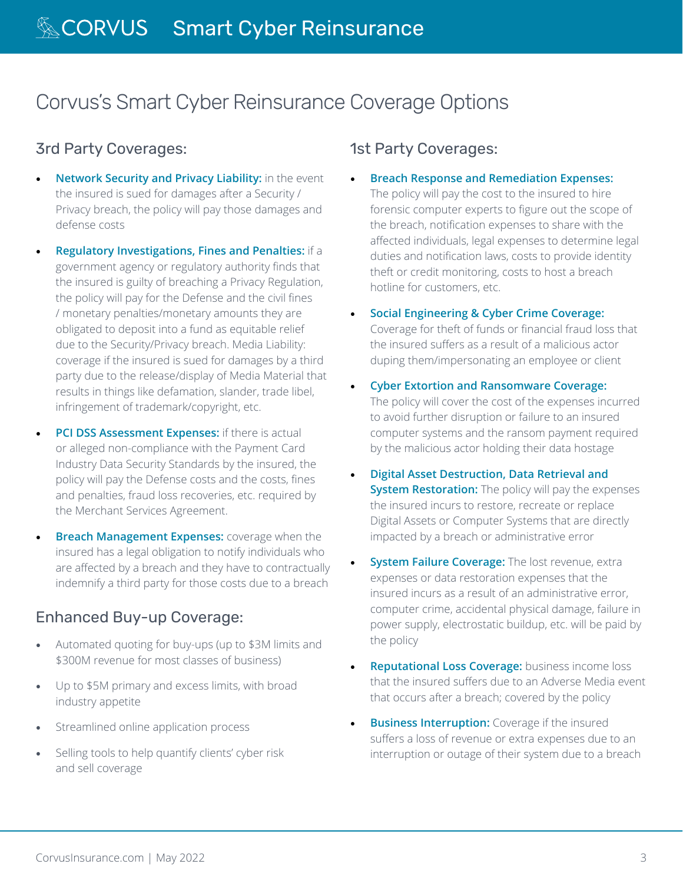# Corvus's Smart Cyber Reinsurance Coverage Options

## 3rd Party Coverages:

- **Network Security and Privacy Liability:** in the event the insured is sued for damages after a Security / Privacy breach, the policy will pay those damages and defense costs
- **Regulatory Investigations, Fines and Penalties:** if a government agency or regulatory authority finds that the insured is guilty of breaching a Privacy Regulation, the policy will pay for the Defense and the civil fines / monetary penalties/monetary amounts they are obligated to deposit into a fund as equitable relief due to the Security/Privacy breach. Media Liability: coverage if the insured is sued for damages by a third party due to the release/display of Media Material that results in things like defamation, slander, trade libel, infringement of trademark/copyright, etc.
- **PCI DSS Assessment Expenses:** if there is actual or alleged non-compliance with the Payment Card Industry Data Security Standards by the insured, the policy will pay the Defense costs and the costs, fines and penalties, fraud loss recoveries, etc. required by the Merchant Services Agreement.
- **Breach Management Expenses:** coverage when the insured has a legal obligation to notify individuals who are affected by a breach and they have to contractually indemnify a third party for those costs due to a breach

## Enhanced Buy-up Coverage:

- Automated quoting for buy-ups (up to $3M limits and $300M revenue for most classes of business)
- Up to $5M primary and excess limits, with broad industry appetite
- Streamlined online application process
- Selling tools to help quantify clients' cyber risk and sell coverage

## 1st Party Coverages:

- **Breach Response and Remediation Expenses:** The policy will pay the cost to the insured to hire forensic computer experts to figure out the scope of the breach, notification expenses to share with the affected individuals, legal expenses to determine legal duties and notification laws, costs to provide identity theft or credit monitoring, costs to host a breach hotline for customers, etc.
- **Social Engineering & Cyber Crime Coverage:** Coverage for theft of funds or financial fraud loss that the insured suffers as a result of a malicious actor duping them/impersonating an employee or client
- **Cyber Extortion and Ransomware Coverage:** The policy will cover the cost of the expenses incurred to avoid further disruption or failure to an insured computer systems and the ransom payment required by the malicious actor holding their data hostage
- **Digital Asset Destruction, Data Retrieval and System Restoration:** The policy will pay the expenses the insured incurs to restore, recreate or replace Digital Assets or Computer Systems that are directly impacted by a breach or administrative error
- **System Failure Coverage:** The lost revenue, extra expenses or data restoration expenses that the insured incurs as a result of an administrative error, computer crime, accidental physical damage, failure in power supply, electrostatic buildup, etc. will be paid by the policy
- **Reputational Loss Coverage:** business income loss that the insured suffers due to an Adverse Media event that occurs after a breach; covered by the policy
- **Business Interruption:** Coverage if the insured suffers a loss of revenue or extra expenses due to an interruption or outage of their system due to a breach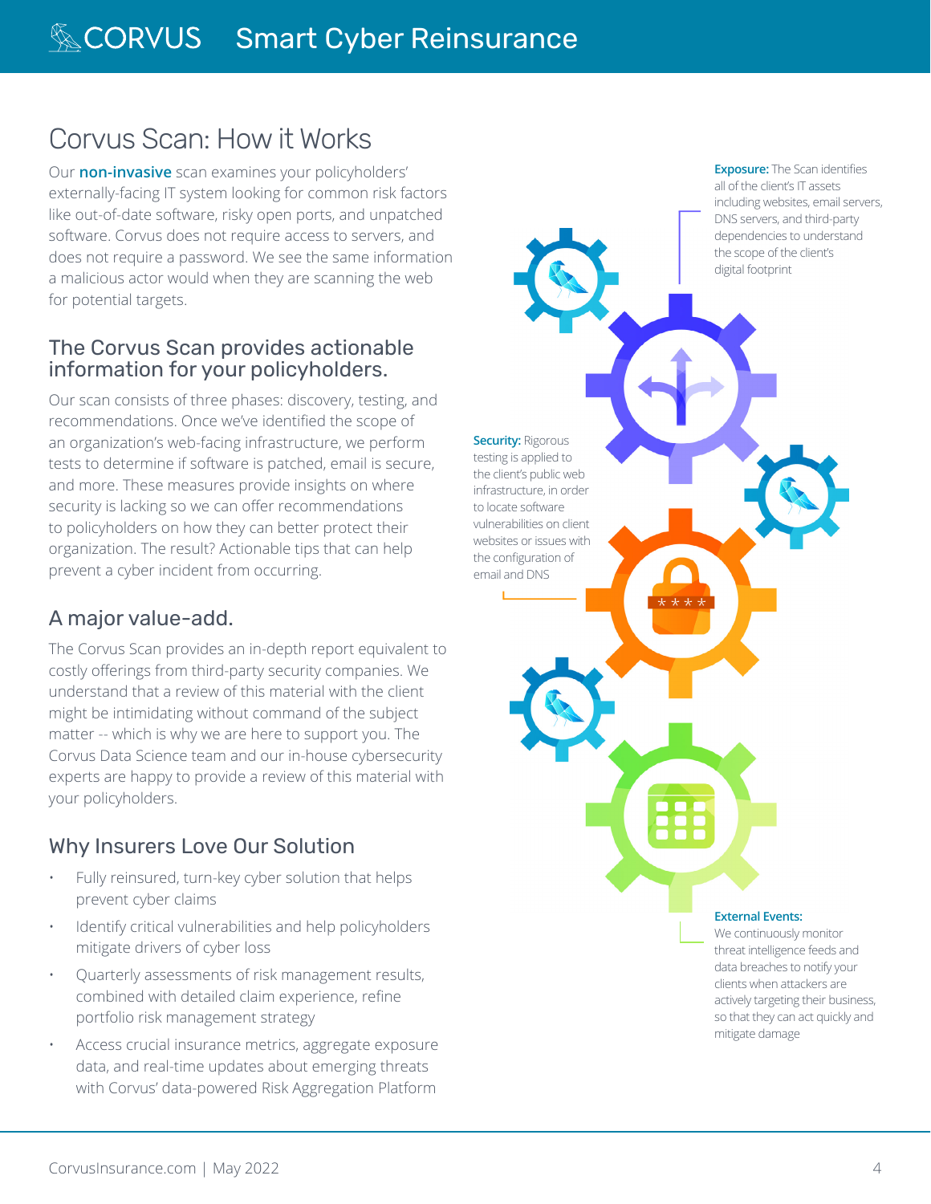# Corvus Scan: How it Works

Our **non-invasive** scan examines your policyholders' externally-facing IT system looking for common risk factors like out-of-date software, risky open ports, and unpatched software. Corvus does not require access to servers, and does not require a password. We see the same information a malicious actor would when they are scanning the web for potential targets.

## The Corvus Scan provides actionable information for your policyholders.

Our scan consists of three phases: discovery, testing, and recommendations. Once we've identified the scope of an organization's web-facing infrastructure, we perform tests to determine if software is patched, email is secure, and more. These measures provide insights on where security is lacking so we can offer recommendations to policyholders on how they can better protect their organization. The result? Actionable tips that can help prevent a cyber incident from occurring.

## A major value-add.

The Corvus Scan provides an in-depth report equivalent to costly offerings from third-party security companies. We understand that a review of this material with the client might be intimidating without command of the subject matter -- which is why we are here to support you. The Corvus Data Science team and our in-house cybersecurity experts are happy to provide a review of this material with your policyholders.

## Why Insurers Love Our Solution

- Fully reinsured, turn-key cyber solution that helps prevent cyber claims
- Identify critical vulnerabilities and help policyholders mitigate drivers of cyber loss
- Quarterly assessments of risk management results, combined with detailed claim experience, refine portfolio risk management strategy
- Access crucial insurance metrics, aggregate exposure data, and real-time updates about emerging threats with Corvus' data-powered Risk Aggregation Platform

**Exposure:** The Scan identifies all of the client's IT assets including websites, email servers, DNS servers, and third-party dependencies to understand the scope of the client's digital footprint

**Security:** Rigorous testing is applied to the client's public web infrastructure, in order to locate software vulnerabilities on client websites or issues with the configuration of email and DNS

**External Events:** We continuously monitor threat intelligence feeds and data breaches to notify your clients when attackers are actively targeting their business, so that they can act quickly and mitigate damage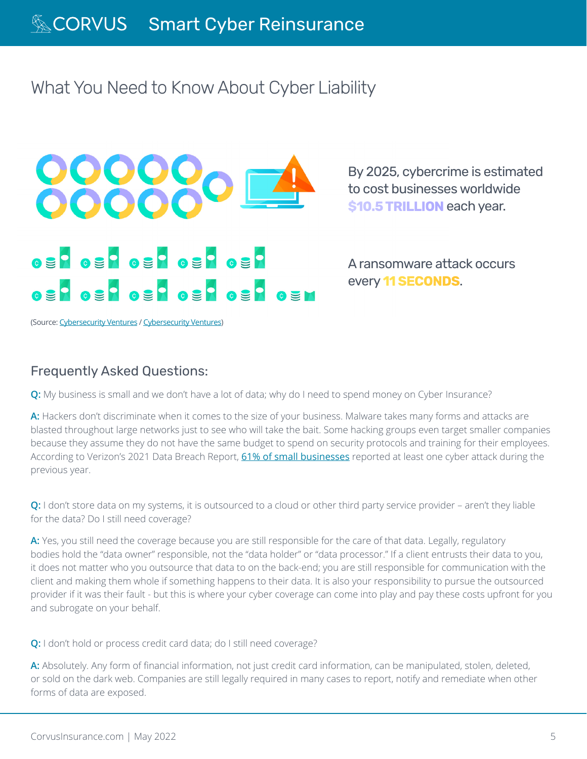## What You Need to Know About Cyber Liability

By 2025, cybercrime is estimated to cost businesses worldwide **$10.5 TRILLION** each year.

A ransomware attack occurs every **11 SECONDS**.

(Source: Cybersecurity Ventures / Cybersecurity Ventures)

### Frequently Asked Questions:

**Q:** My business is small and we don't have a lot of data; why do I need to spend money on Cyber Insurance?

**A:** Hackers don't discriminate when it comes to the size of your business. Malware takes many forms and attacks are blasted throughout large networks just to see who will take the bait. Some hacking groups even target smaller companies because they assume they do not have the same budget to spend on security protocols and training for their employees. According to Verizon's 2021 Data Breach Report, 61% of small businesses reported at least one cyber attack during the previous year.

**Q:** I don't store data on my systems, it is outsourced to a cloud or other third party service provider – aren't they liable for the data? Do I still need coverage?

**A:** Yes, you still need the coverage because you are still responsible for the care of that data. Legally, regulatory bodies hold the "data owner" responsible, not the "data holder" or "data processor." If a client entrusts their data to you, it does not matter who you outsource that data to on the back-end; you are still responsible for communication with the client and making them whole if something happens to their data. It is also your responsibility to pursue the outsourced provider if it was their fault - but this is where your cyber coverage can come into play and pay these costs upfront for you and subrogate on your behalf.

**Q:** I don't hold or process credit card data; do I still need coverage?

**A:** Absolutely. Any form of financial information, not just credit card information, can be manipulated, stolen, deleted, or sold on the dark web. Companies are still legally required in many cases to report, notify and remediate when other forms of data are exposed.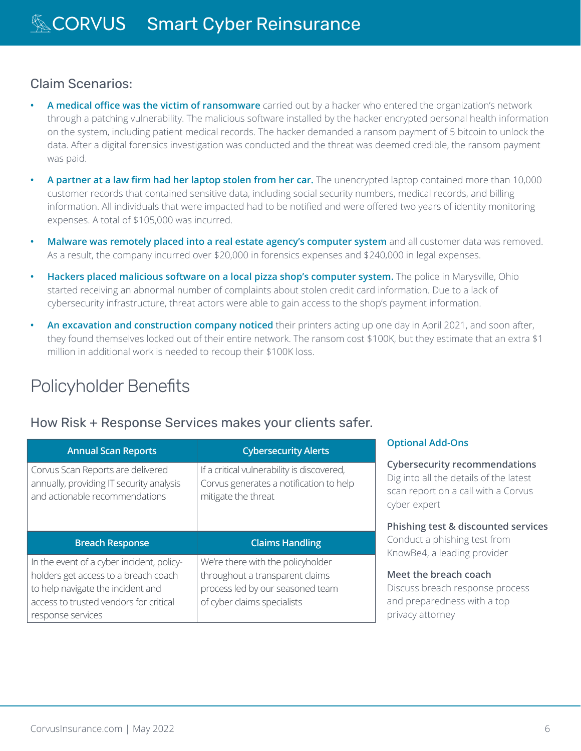## Claim Scenarios:

- **A medical office was the victim of ransomware** carried out by a hacker who entered the organization's network through a patching vulnerability. The malicious software installed by the hacker encrypted personal health information on the system, including patient medical records. The hacker demanded a ransom payment of 5 bitcoin to unlock the data. After a digital forensics investigation was conducted and the threat was deemed credible, the ransom payment was paid.
- **A partner at a law firm had her laptop stolen from her car.** The unencrypted laptop contained more than 10,000 customer records that contained sensitive data, including social security numbers, medical records, and billing information. All individuals that were impacted had to be notified and were offered two years of identity monitoring expenses. A total of $105,000 was incurred.
- **Malware was remotely placed into a real estate agency's computer system** and all customer data was removed. As a result, the company incurred over $20,000 in forensics expenses and $240,000 in legal expenses.
- **Hackers placed malicious software on a local pizza shop's computer system.** The police in Marysville, Ohio started receiving an abnormal number of complaints about stolen credit card information. Due to a lack of cybersecurity infrastructure, threat actors were able to gain access to the shop's payment information.
- **An excavation and construction company noticed** their printers acting up one day in April 2021, and soon after, they found themselves locked out of their entire network. The ransom cost $100K, but they estimate that an extra $1 million in additional work is needed to recoup their $100K loss.

# Policyholder Benefits

## How Risk + Response Services makes your clients safer.

| Annual Scan Reports | Cybersecurity Alerts |
|---|---|
| Corvus Scan Reports are delivered annually, providing IT security analysis and actionable recommendations | If a critical vulnerability is discovered, Corvus generates a notification to help mitigate the threat |
| **Breach Response** | **Claims Handling** |
| In the event of a cyber incident, policyholders get access to a breach coach to help navigate the incident and access to trusted vendors for critical response services | We're there with the policyholder throughout a transparent claims process led by our seasoned team of cyber claims specialists |

### Optional Add-Ons

**Cybersecurity recommendations**
Dig into all the details of the latest scan report on a call with a Corvus cyber expert

**Phishing test & discounted services**
Conduct a phishing test from KnowBe4, a leading provider

**Meet the breach coach**
Discuss breach response process and preparedness with a top privacy attorney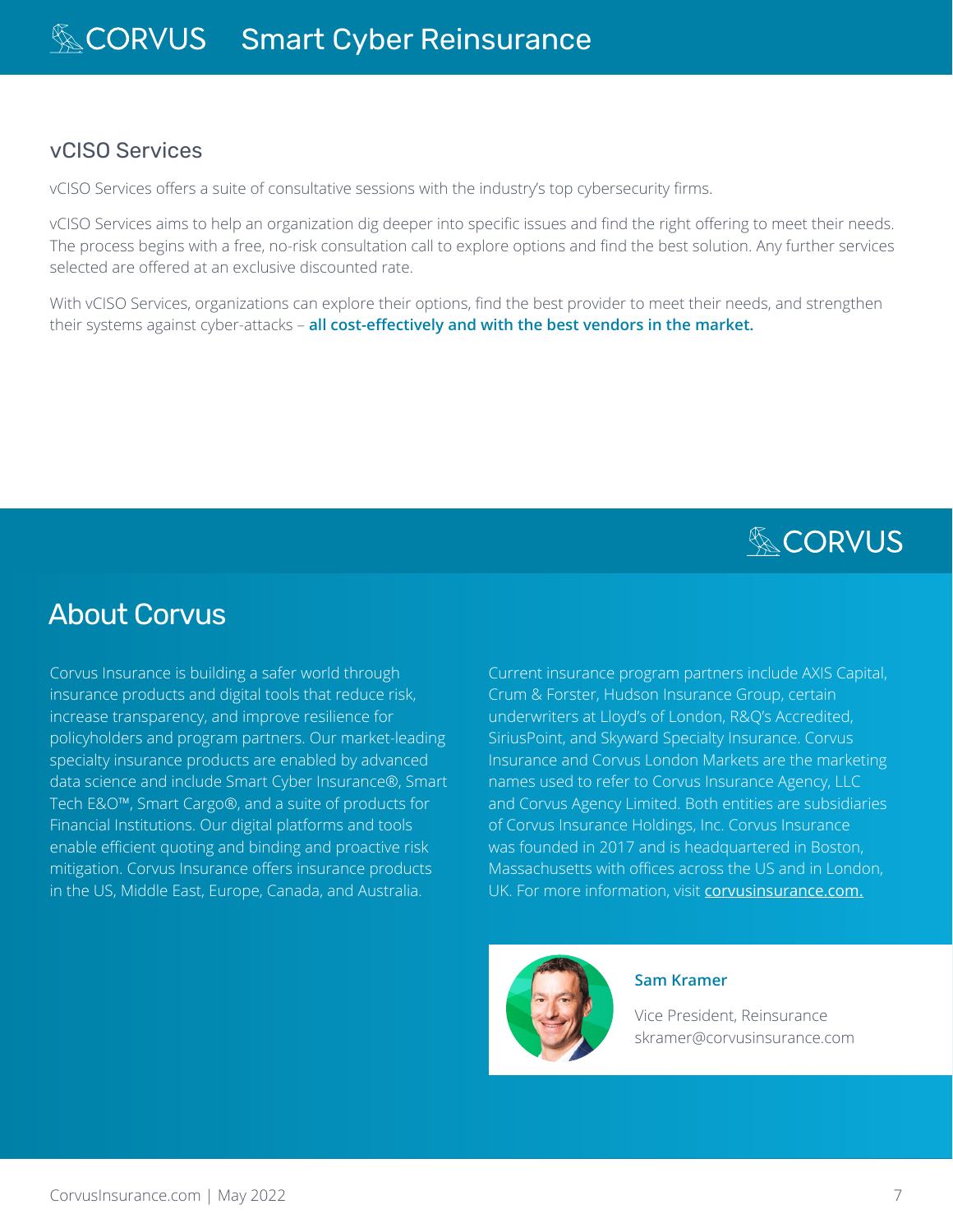## vCISO Services

vCISO Services offers a suite of consultative sessions with the industry's top cybersecurity firms.

vCISO Services aims to help an organization dig deeper into specific issues and find the right offering to meet their needs. The process begins with a free, no-risk consultation call to explore options and find the best solution. Any further services selected are offered at an exclusive discounted rate.

With vCISO Services, organizations can explore their options, find the best provider to meet their needs, and strengthen their systems against cyber-attacks – **all cost-effectively and with the best vendors in the market.**

CORVUS

## About Corvus

Corvus Insurance is building a safer world through insurance products and digital tools that reduce risk, increase transparency, and improve resilience for policyholders and program partners. Our market-leading specialty insurance products are enabled by advanced data science and include Smart Cyber Insurance®, Smart Tech E&O™, Smart Cargo®, and a suite of products for Financial Institutions. Our digital platforms and tools enable efficient quoting and binding and proactive risk mitigation. Corvus Insurance offers insurance products in the US, Middle East, Europe, Canada, and Australia.

Current insurance program partners include AXIS Capital, Crum & Forster, Hudson Insurance Group, certain underwriters at Lloyd's of London, R&Q's Accredited, SiriusPoint, and Skyward Specialty Insurance. Corvus Insurance and Corvus London Markets are the marketing names used to refer to Corvus Insurance Agency, LLC and Corvus Agency Limited. Both entities are subsidiaries of Corvus Insurance Holdings, Inc. Corvus Insurance was founded in 2017 and is headquartered in Boston, Massachusetts with offices across the US and in London, UK. For more information, visit corvusinsurance.com.

**Sam Kramer**

Vice President, Reinsurance
skramer@corvusinsurance.com